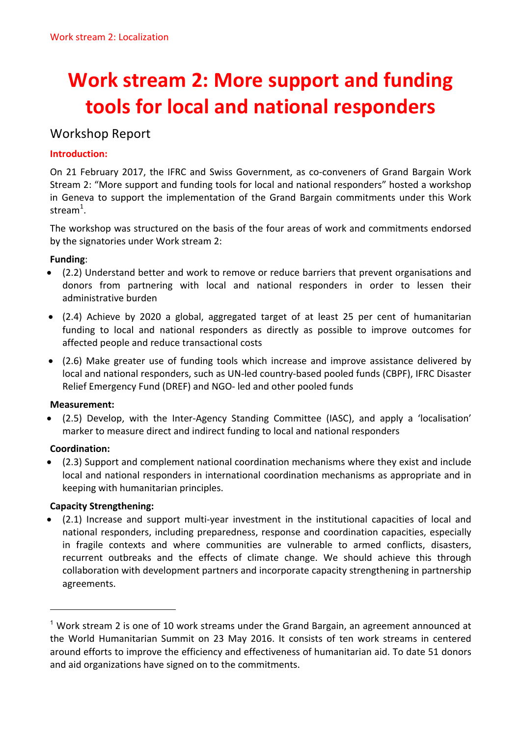# Work stream 2: More support and funding tools for local and national responders

## Workshop Report

### Introduction:

On 21 February 2017, the IFRC and Swiss Government, as co-conveners of Grand Bargain Work Stream 2: "More support and funding tools for local and national responders" hosted a workshop in Geneva to support the implementation of the Grand Bargain commitments under this Work stream[1].

The workshop was structured on the basis of the four areas of work and commitments endorsed by the signatories under Work stream 2:

**Funding**:

- (2.2) Understand better and work to remove or reduce barriers that prevent organisations and donors from partnering with local and national responders in order to lessen their administrative burden
- (2.4) Achieve by 2020 a global, aggregated target of at least 25 per cent of humanitarian funding to local and national responders as directly as possible to improve outcomes for affected people and reduce transactional costs
- (2.6) Make greater use of funding tools which increase and improve assistance delivered by local and national responders, such as UN-led country-based pooled funds (CBPF), IFRC Disaster Relief Emergency Fund (DREF) and NGO- led and other pooled funds

**Measurement:**

- (2.5) Develop, with the Inter-Agency Standing Committee (IASC), and apply a 'localisation' marker to measure direct and indirect funding to local and national responders

**Coordination:**

- (2.3) Support and complement national coordination mechanisms where they exist and include local and national responders in international coordination mechanisms as appropriate and in keeping with humanitarian principles.

**Capacity Strengthening:**

- (2.1) Increase and support multi-year investment in the institutional capacities of local and national responders, including preparedness, response and coordination capacities, especially in fragile contexts and where communities are vulnerable to armed conflicts, disasters, recurrent outbreaks and the effects of climate change. We should achieve this through collaboration with development partners and incorporate capacity strengthening in partnership agreements.

---

[1] Work stream 2 is one of 10 work streams under the Grand Bargain, an agreement announced at the World Humanitarian Summit on 23 May 2016. It consists of ten work streams in centered around efforts to improve the efficiency and effectiveness of humanitarian aid. To date 51 donors and aid organizations have signed on to the commitments.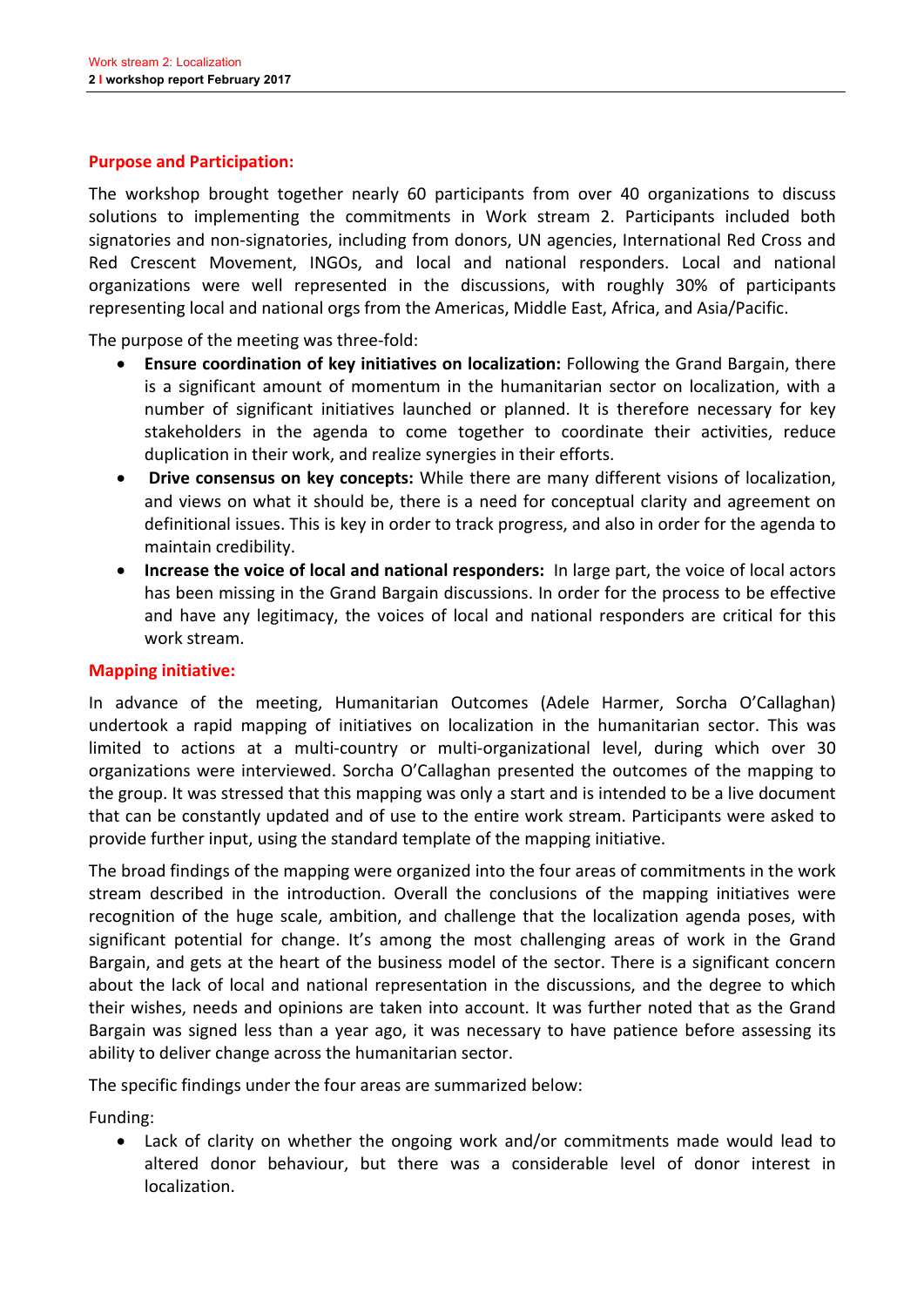## Purpose and Participation:

The workshop brought together nearly 60 participants from over 40 organizations to discuss solutions to implementing the commitments in Work stream 2. Participants included both signatories and non-signatories, including from donors, UN agencies, International Red Cross and Red Crescent Movement, INGOs, and local and national responders. Local and national organizations were well represented in the discussions, with roughly 30% of participants representing local and national orgs from the Americas, Middle East, Africa, and Asia/Pacific.

The purpose of the meeting was three-fold:

- **Ensure coordination of key initiatives on localization:** Following the Grand Bargain, there is a significant amount of momentum in the humanitarian sector on localization, with a number of significant initiatives launched or planned. It is therefore necessary for key stakeholders in the agenda to come together to coordinate their activities, reduce duplication in their work, and realize synergies in their efforts.
- **Drive consensus on key concepts:** While there are many different visions of localization, and views on what it should be, there is a need for conceptual clarity and agreement on definitional issues. This is key in order to track progress, and also in order for the agenda to maintain credibility.
- **Increase the voice of local and national responders:** In large part, the voice of local actors has been missing in the Grand Bargain discussions. In order for the process to be effective and have any legitimacy, the voices of local and national responders are critical for this work stream.

## Mapping initiative:

In advance of the meeting, Humanitarian Outcomes (Adele Harmer, Sorcha O'Callaghan) undertook a rapid mapping of initiatives on localization in the humanitarian sector. This was limited to actions at a multi-country or multi-organizational level, during which over 30 organizations were interviewed. Sorcha O'Callaghan presented the outcomes of the mapping to the group. It was stressed that this mapping was only a start and is intended to be a live document that can be constantly updated and of use to the entire work stream. Participants were asked to provide further input, using the standard template of the mapping initiative.

The broad findings of the mapping were organized into the four areas of commitments in the work stream described in the introduction. Overall the conclusions of the mapping initiatives were recognition of the huge scale, ambition, and challenge that the localization agenda poses, with significant potential for change. It's among the most challenging areas of work in the Grand Bargain, and gets at the heart of the business model of the sector. There is a significant concern about the lack of local and national representation in the discussions, and the degree to which their wishes, needs and opinions are taken into account. It was further noted that as the Grand Bargain was signed less than a year ago, it was necessary to have patience before assessing its ability to deliver change across the humanitarian sector.

The specific findings under the four areas are summarized below:

Funding:

- Lack of clarity on whether the ongoing work and/or commitments made would lead to altered donor behaviour, but there was a considerable level of donor interest in localization.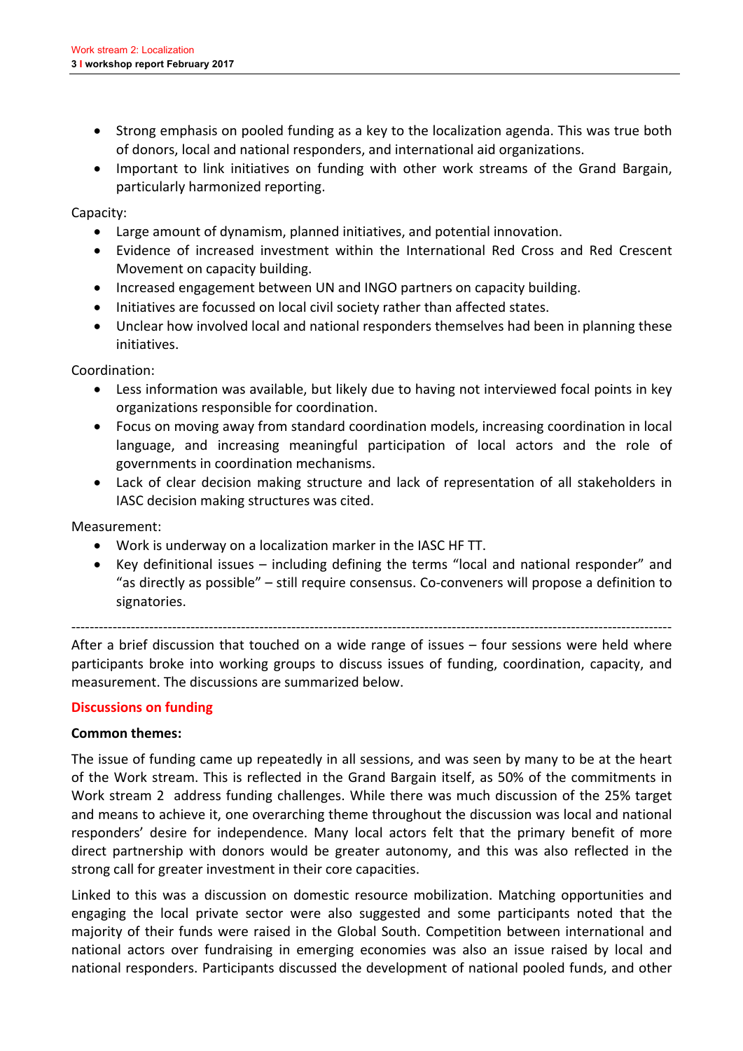- Strong emphasis on pooled funding as a key to the localization agenda. This was true both of donors, local and national responders, and international aid organizations.
- Important to link initiatives on funding with other work streams of the Grand Bargain, particularly harmonized reporting.

Capacity:

- Large amount of dynamism, planned initiatives, and potential innovation.
- Evidence of increased investment within the International Red Cross and Red Crescent Movement on capacity building.
- Increased engagement between UN and INGO partners on capacity building.
- Initiatives are focussed on local civil society rather than affected states.
- Unclear how involved local and national responders themselves had been in planning these initiatives.

Coordination:

- Less information was available, but likely due to having not interviewed focal points in key organizations responsible for coordination.
- Focus on moving away from standard coordination models, increasing coordination in local language, and increasing meaningful participation of local actors and the role of governments in coordination mechanisms.
- Lack of clear decision making structure and lack of representation of all stakeholders in IASC decision making structures was cited.

Measurement:

- Work is underway on a localization marker in the IASC HF TT.
- Key definitional issues – including defining the terms "local and national responder" and "as directly as possible" – still require consensus. Co-conveners will propose a definition to signatories.

---

After a brief discussion that touched on a wide range of issues – four sessions were held where participants broke into working groups to discuss issues of funding, coordination, capacity, and measurement. The discussions are summarized below.

## Discussions on funding

**Common themes:**

The issue of funding came up repeatedly in all sessions, and was seen by many to be at the heart of the Work stream. This is reflected in the Grand Bargain itself, as 50% of the commitments in Work stream 2 address funding challenges. While there was much discussion of the 25% target and means to achieve it, one overarching theme throughout the discussion was local and national responders' desire for independence. Many local actors felt that the primary benefit of more direct partnership with donors would be greater autonomy, and this was also reflected in the strong call for greater investment in their core capacities.

Linked to this was a discussion on domestic resource mobilization. Matching opportunities and engaging the local private sector were also suggested and some participants noted that the majority of their funds were raised in the Global South. Competition between international and national actors over fundraising in emerging economies was also an issue raised by local and national responders. Participants discussed the development of national pooled funds, and other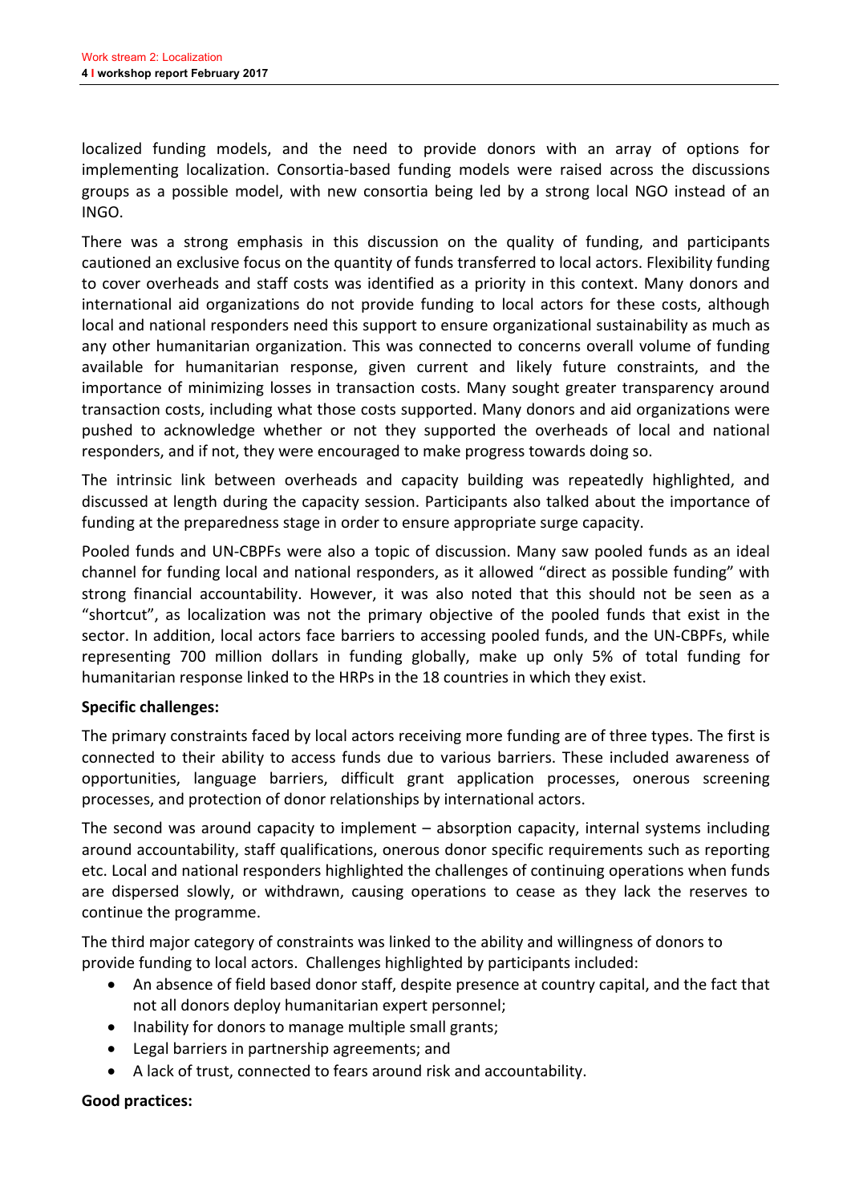localized funding models, and the need to provide donors with an array of options for implementing localization. Consortia-based funding models were raised across the discussions groups as a possible model, with new consortia being led by a strong local NGO instead of an INGO.

There was a strong emphasis in this discussion on the quality of funding, and participants cautioned an exclusive focus on the quantity of funds transferred to local actors. Flexibility funding to cover overheads and staff costs was identified as a priority in this context. Many donors and international aid organizations do not provide funding to local actors for these costs, although local and national responders need this support to ensure organizational sustainability as much as any other humanitarian organization. This was connected to concerns overall volume of funding available for humanitarian response, given current and likely future constraints, and the importance of minimizing losses in transaction costs. Many sought greater transparency around transaction costs, including what those costs supported. Many donors and aid organizations were pushed to acknowledge whether or not they supported the overheads of local and national responders, and if not, they were encouraged to make progress towards doing so.

The intrinsic link between overheads and capacity building was repeatedly highlighted, and discussed at length during the capacity session. Participants also talked about the importance of funding at the preparedness stage in order to ensure appropriate surge capacity.

Pooled funds and UN-CBPFs were also a topic of discussion. Many saw pooled funds as an ideal channel for funding local and national responders, as it allowed "direct as possible funding" with strong financial accountability. However, it was also noted that this should not be seen as a "shortcut", as localization was not the primary objective of the pooled funds that exist in the sector. In addition, local actors face barriers to accessing pooled funds, and the UN-CBPFs, while representing 700 million dollars in funding globally, make up only 5% of total funding for humanitarian response linked to the HRPs in the 18 countries in which they exist.

**Specific challenges:**

The primary constraints faced by local actors receiving more funding are of three types. The first is connected to their ability to access funds due to various barriers. These included awareness of opportunities, language barriers, difficult grant application processes, onerous screening processes, and protection of donor relationships by international actors.

The second was around capacity to implement – absorption capacity, internal systems including around accountability, staff qualifications, onerous donor specific requirements such as reporting etc. Local and national responders highlighted the challenges of continuing operations when funds are dispersed slowly, or withdrawn, causing operations to cease as they lack the reserves to continue the programme.

The third major category of constraints was linked to the ability and willingness of donors to provide funding to local actors. Challenges highlighted by participants included:

- An absence of field based donor staff, despite presence at country capital, and the fact that not all donors deploy humanitarian expert personnel;
- Inability for donors to manage multiple small grants;
- Legal barriers in partnership agreements; and
- A lack of trust, connected to fears around risk and accountability.

**Good practices:**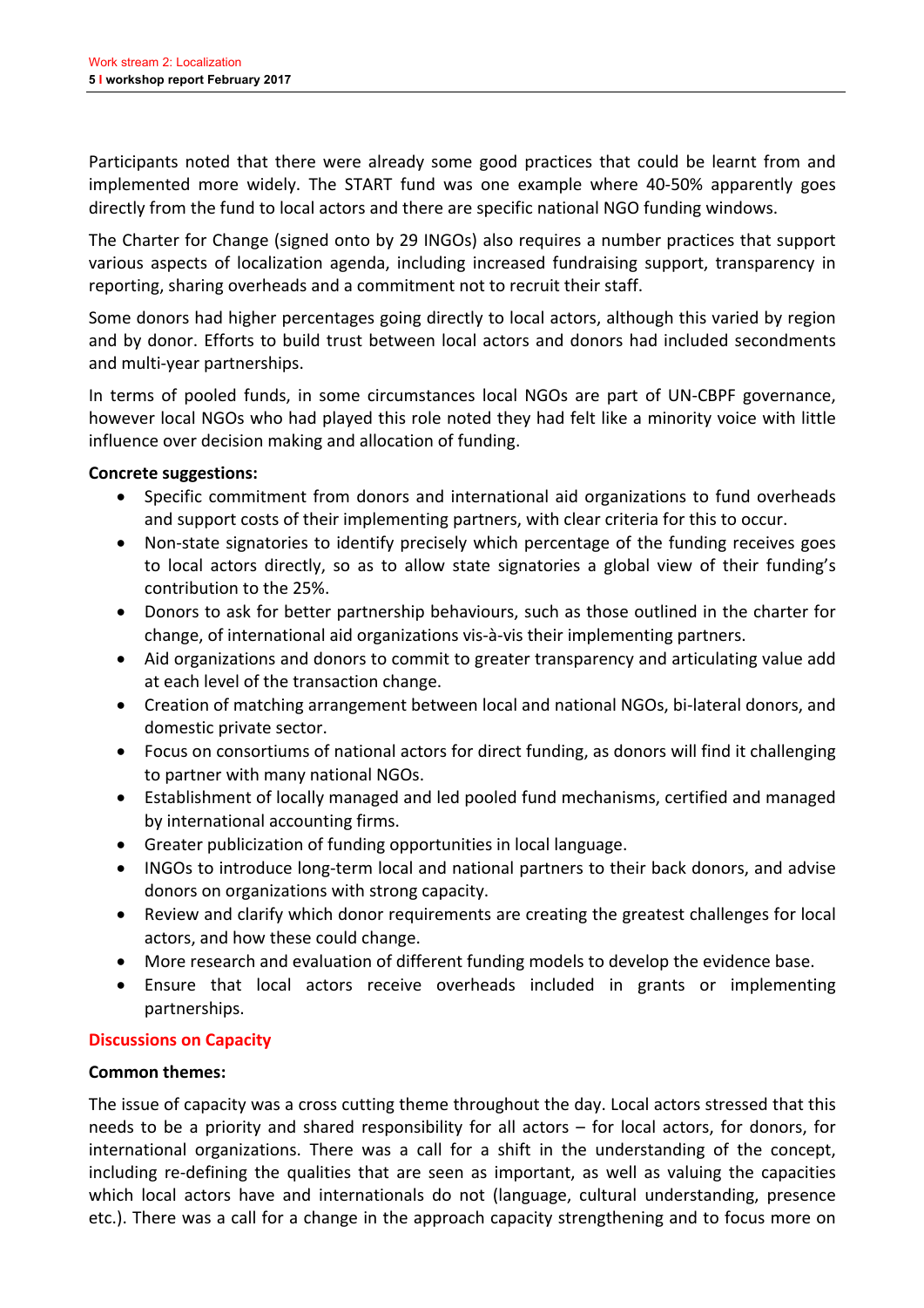Participants noted that there were already some good practices that could be learnt from and implemented more widely. The START fund was one example where 40-50% apparently goes directly from the fund to local actors and there are specific national NGO funding windows.

The Charter for Change (signed onto by 29 INGOs) also requires a number practices that support various aspects of localization agenda, including increased fundraising support, transparency in reporting, sharing overheads and a commitment not to recruit their staff.

Some donors had higher percentages going directly to local actors, although this varied by region and by donor. Efforts to build trust between local actors and donors had included secondments and multi-year partnerships.

In terms of pooled funds, in some circumstances local NGOs are part of UN-CBPF governance, however local NGOs who had played this role noted they had felt like a minority voice with little influence over decision making and allocation of funding.

**Concrete suggestions:**

- Specific commitment from donors and international aid organizations to fund overheads and support costs of their implementing partners, with clear criteria for this to occur.
- Non-state signatories to identify precisely which percentage of the funding receives goes to local actors directly, so as to allow state signatories a global view of their funding's contribution to the 25%.
- Donors to ask for better partnership behaviours, such as those outlined in the charter for change, of international aid organizations vis-à-vis their implementing partners.
- Aid organizations and donors to commit to greater transparency and articulating value add at each level of the transaction change.
- Creation of matching arrangement between local and national NGOs, bi-lateral donors, and domestic private sector.
- Focus on consortiums of national actors for direct funding, as donors will find it challenging to partner with many national NGOs.
- Establishment of locally managed and led pooled fund mechanisms, certified and managed by international accounting firms.
- Greater publicization of funding opportunities in local language.
- INGOs to introduce long-term local and national partners to their back donors, and advise donors on organizations with strong capacity.
- Review and clarify which donor requirements are creating the greatest challenges for local actors, and how these could change.
- More research and evaluation of different funding models to develop the evidence base.
- Ensure that local actors receive overheads included in grants or implementing partnerships.

## Discussions on Capacity

**Common themes:**

The issue of capacity was a cross cutting theme throughout the day. Local actors stressed that this needs to be a priority and shared responsibility for all actors – for local actors, for donors, for international organizations. There was a call for a shift in the understanding of the concept, including re-defining the qualities that are seen as important, as well as valuing the capacities which local actors have and internationals do not (language, cultural understanding, presence etc.). There was a call for a change in the approach capacity strengthening and to focus more on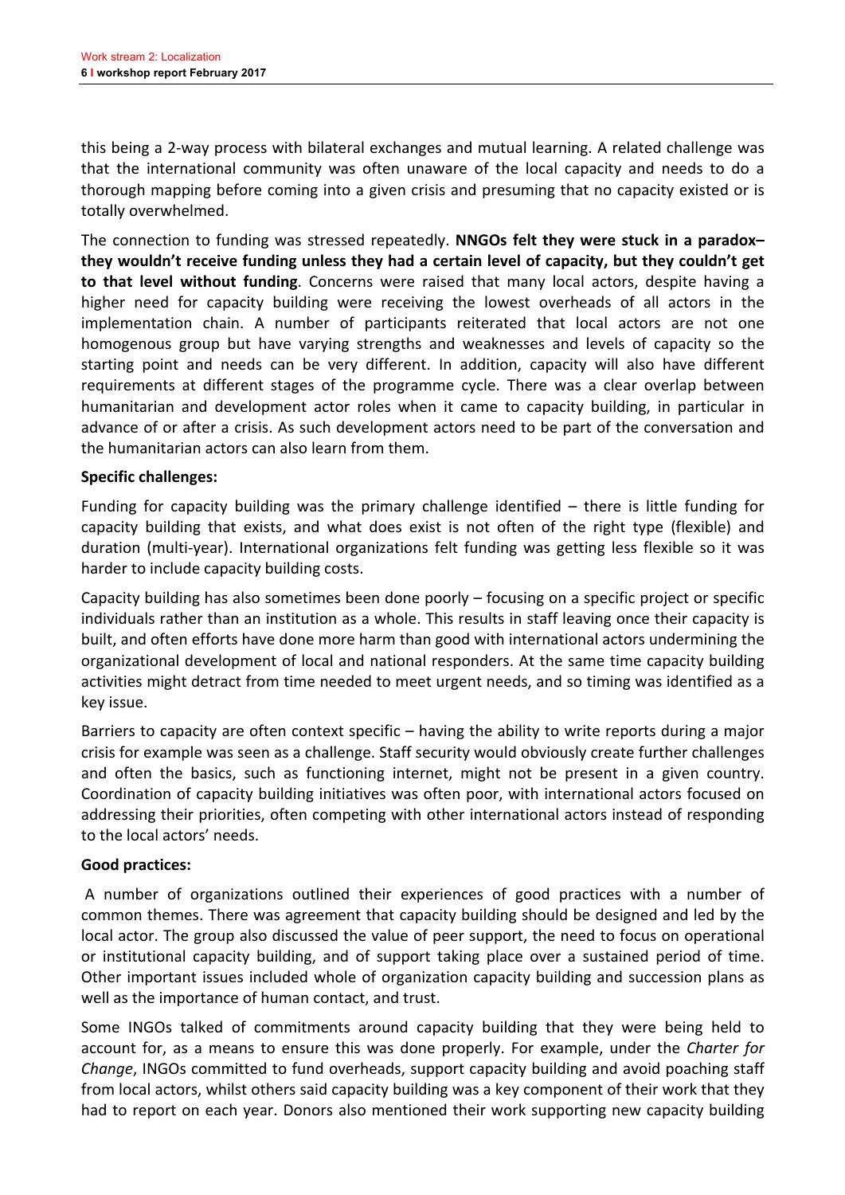this being a 2-way process with bilateral exchanges and mutual learning. A related challenge was that the international community was often unaware of the local capacity and needs to do a thorough mapping before coming into a given crisis and presuming that no capacity existed or is totally overwhelmed.

The connection to funding was stressed repeatedly. **NNGOs felt they were stuck in a paradox– they wouldn't receive funding unless they had a certain level of capacity, but they couldn't get to that level without funding**. Concerns were raised that many local actors, despite having a higher need for capacity building were receiving the lowest overheads of all actors in the implementation chain. A number of participants reiterated that local actors are not one homogenous group but have varying strengths and weaknesses and levels of capacity so the starting point and needs can be very different. In addition, capacity will also have different requirements at different stages of the programme cycle. There was a clear overlap between humanitarian and development actor roles when it came to capacity building, in particular in advance of or after a crisis. As such development actors need to be part of the conversation and the humanitarian actors can also learn from them.

**Specific challenges:**

Funding for capacity building was the primary challenge identified – there is little funding for capacity building that exists, and what does exist is not often of the right type (flexible) and duration (multi-year). International organizations felt funding was getting less flexible so it was harder to include capacity building costs.

Capacity building has also sometimes been done poorly – focusing on a specific project or specific individuals rather than an institution as a whole. This results in staff leaving once their capacity is built, and often efforts have done more harm than good with international actors undermining the organizational development of local and national responders. At the same time capacity building activities might detract from time needed to meet urgent needs, and so timing was identified as a key issue.

Barriers to capacity are often context specific – having the ability to write reports during a major crisis for example was seen as a challenge. Staff security would obviously create further challenges and often the basics, such as functioning internet, might not be present in a given country. Coordination of capacity building initiatives was often poor, with international actors focused on addressing their priorities, often competing with other international actors instead of responding to the local actors' needs.

**Good practices:**

A number of organizations outlined their experiences of good practices with a number of common themes. There was agreement that capacity building should be designed and led by the local actor. The group also discussed the value of peer support, the need to focus on operational or institutional capacity building, and of support taking place over a sustained period of time. Other important issues included whole of organization capacity building and succession plans as well as the importance of human contact, and trust.

Some INGOs talked of commitments around capacity building that they were being held to account for, as a means to ensure this was done properly. For example, under the *Charter for Change*, INGOs committed to fund overheads, support capacity building and avoid poaching staff from local actors, whilst others said capacity building was a key component of their work that they had to report on each year. Donors also mentioned their work supporting new capacity building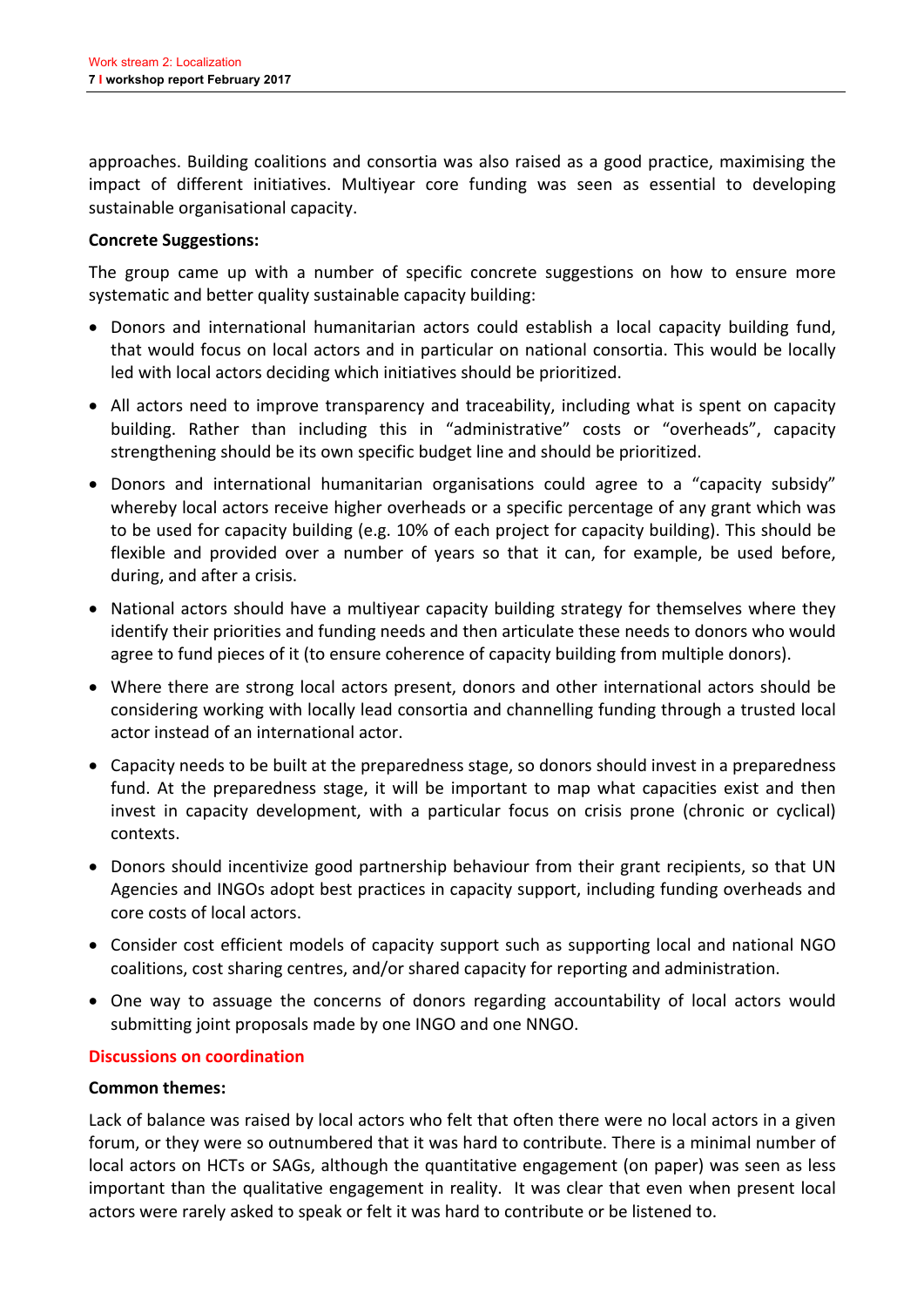approaches. Building coalitions and consortia was also raised as a good practice, maximising the impact of different initiatives. Multiyear core funding was seen as essential to developing sustainable organisational capacity.

**Concrete Suggestions:**

The group came up with a number of specific concrete suggestions on how to ensure more systematic and better quality sustainable capacity building:

- Donors and international humanitarian actors could establish a local capacity building fund, that would focus on local actors and in particular on national consortia. This would be locally led with local actors deciding which initiatives should be prioritized.
- All actors need to improve transparency and traceability, including what is spent on capacity building. Rather than including this in "administrative" costs or "overheads", capacity strengthening should be its own specific budget line and should be prioritized.
- Donors and international humanitarian organisations could agree to a "capacity subsidy" whereby local actors receive higher overheads or a specific percentage of any grant which was to be used for capacity building (e.g. 10% of each project for capacity building). This should be flexible and provided over a number of years so that it can, for example, be used before, during, and after a crisis.
- National actors should have a multiyear capacity building strategy for themselves where they identify their priorities and funding needs and then articulate these needs to donors who would agree to fund pieces of it (to ensure coherence of capacity building from multiple donors).
- Where there are strong local actors present, donors and other international actors should be considering working with locally lead consortia and channelling funding through a trusted local actor instead of an international actor.
- Capacity needs to be built at the preparedness stage, so donors should invest in a preparedness fund. At the preparedness stage, it will be important to map what capacities exist and then invest in capacity development, with a particular focus on crisis prone (chronic or cyclical) contexts.
- Donors should incentivize good partnership behaviour from their grant recipients, so that UN Agencies and INGOs adopt best practices in capacity support, including funding overheads and core costs of local actors.
- Consider cost efficient models of capacity support such as supporting local and national NGO coalitions, cost sharing centres, and/or shared capacity for reporting and administration.
- One way to assuage the concerns of donors regarding accountability of local actors would submitting joint proposals made by one INGO and one NNGO.

## Discussions on coordination

**Common themes:**

Lack of balance was raised by local actors who felt that often there were no local actors in a given forum, or they were so outnumbered that it was hard to contribute. There is a minimal number of local actors on HCTs or SAGs, although the quantitative engagement (on paper) was seen as less important than the qualitative engagement in reality. It was clear that even when present local actors were rarely asked to speak or felt it was hard to contribute or be listened to.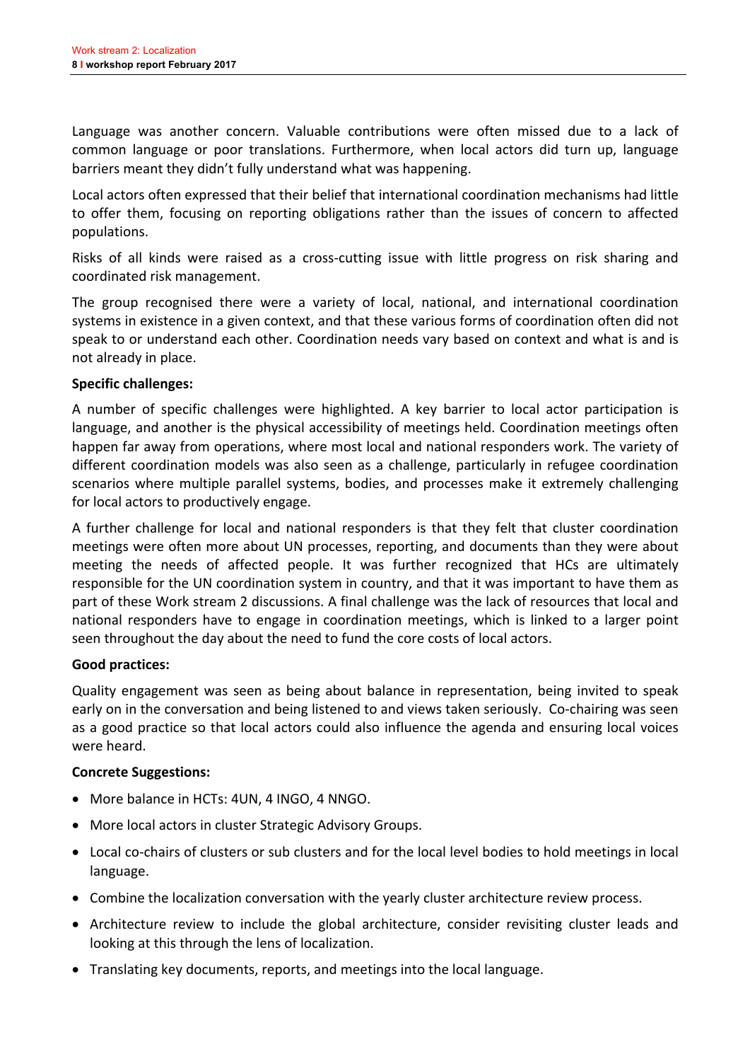Language was another concern. Valuable contributions were often missed due to a lack of common language or poor translations. Furthermore, when local actors did turn up, language barriers meant they didn't fully understand what was happening.

Local actors often expressed that their belief that international coordination mechanisms had little to offer them, focusing on reporting obligations rather than the issues of concern to affected populations.

Risks of all kinds were raised as a cross-cutting issue with little progress on risk sharing and coordinated risk management.

The group recognised there were a variety of local, national, and international coordination systems in existence in a given context, and that these various forms of coordination often did not speak to or understand each other. Coordination needs vary based on context and what is and is not already in place.

**Specific challenges:**

A number of specific challenges were highlighted. A key barrier to local actor participation is language, and another is the physical accessibility of meetings held. Coordination meetings often happen far away from operations, where most local and national responders work. The variety of different coordination models was also seen as a challenge, particularly in refugee coordination scenarios where multiple parallel systems, bodies, and processes make it extremely challenging for local actors to productively engage.

A further challenge for local and national responders is that they felt that cluster coordination meetings were often more about UN processes, reporting, and documents than they were about meeting the needs of affected people. It was further recognized that HCs are ultimately responsible for the UN coordination system in country, and that it was important to have them as part of these Work stream 2 discussions. A final challenge was the lack of resources that local and national responders have to engage in coordination meetings, which is linked to a larger point seen throughout the day about the need to fund the core costs of local actors.

**Good practices:**

Quality engagement was seen as being about balance in representation, being invited to speak early on in the conversation and being listened to and views taken seriously. Co-chairing was seen as a good practice so that local actors could also influence the agenda and ensuring local voices were heard.

**Concrete Suggestions:**

- More balance in HCTs: 4UN, 4 INGO, 4 NNGO.
- More local actors in cluster Strategic Advisory Groups.
- Local co-chairs of clusters or sub clusters and for the local level bodies to hold meetings in local language.
- Combine the localization conversation with the yearly cluster architecture review process.
- Architecture review to include the global architecture, consider revisiting cluster leads and looking at this through the lens of localization.
- Translating key documents, reports, and meetings into the local language.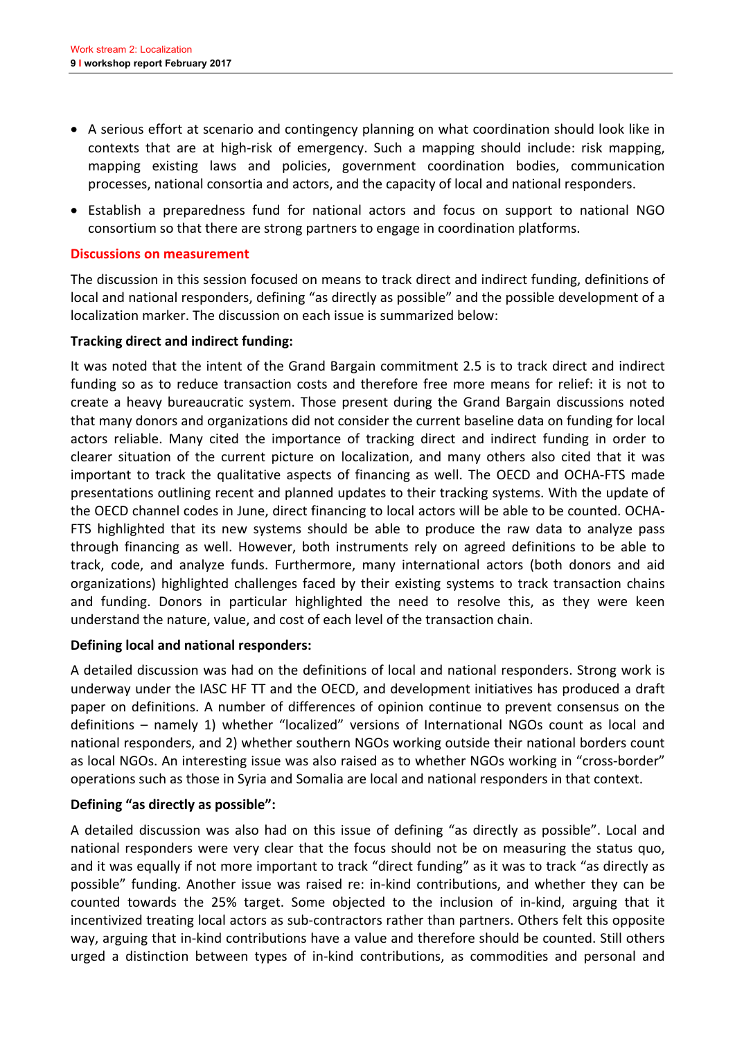- A serious effort at scenario and contingency planning on what coordination should look like in contexts that are at high-risk of emergency. Such a mapping should include: risk mapping, mapping existing laws and policies, government coordination bodies, communication processes, national consortia and actors, and the capacity of local and national responders.
- Establish a preparedness fund for national actors and focus on support to national NGO consortium so that there are strong partners to engage in coordination platforms.

## Discussions on measurement

The discussion in this session focused on means to track direct and indirect funding, definitions of local and national responders, defining "as directly as possible" and the possible development of a localization marker. The discussion on each issue is summarized below:

**Tracking direct and indirect funding:**

It was noted that the intent of the Grand Bargain commitment 2.5 is to track direct and indirect funding so as to reduce transaction costs and therefore free more means for relief: it is not to create a heavy bureaucratic system. Those present during the Grand Bargain discussions noted that many donors and organizations did not consider the current baseline data on funding for local actors reliable. Many cited the importance of tracking direct and indirect funding in order to clearer situation of the current picture on localization, and many others also cited that it was important to track the qualitative aspects of financing as well. The OECD and OCHA-FTS made presentations outlining recent and planned updates to their tracking systems. With the update of the OECD channel codes in June, direct financing to local actors will be able to be counted. OCHA-FTS highlighted that its new systems should be able to produce the raw data to analyze pass through financing as well. However, both instruments rely on agreed definitions to be able to track, code, and analyze funds. Furthermore, many international actors (both donors and aid organizations) highlighted challenges faced by their existing systems to track transaction chains and funding. Donors in particular highlighted the need to resolve this, as they were keen understand the nature, value, and cost of each level of the transaction chain.

**Defining local and national responders:**

A detailed discussion was had on the definitions of local and national responders. Strong work is underway under the IASC HF TT and the OECD, and development initiatives has produced a draft paper on definitions. A number of differences of opinion continue to prevent consensus on the definitions – namely 1) whether "localized" versions of International NGOs count as local and national responders, and 2) whether southern NGOs working outside their national borders count as local NGOs. An interesting issue was also raised as to whether NGOs working in "cross-border" operations such as those in Syria and Somalia are local and national responders in that context.

**Defining "as directly as possible":**

A detailed discussion was also had on this issue of defining "as directly as possible". Local and national responders were very clear that the focus should not be on measuring the status quo, and it was equally if not more important to track "direct funding" as it was to track "as directly as possible" funding. Another issue was raised re: in-kind contributions, and whether they can be counted towards the 25% target. Some objected to the inclusion of in-kind, arguing that it incentivized treating local actors as sub-contractors rather than partners. Others felt this opposite way, arguing that in-kind contributions have a value and therefore should be counted. Still others urged a distinction between types of in-kind contributions, as commodities and personal and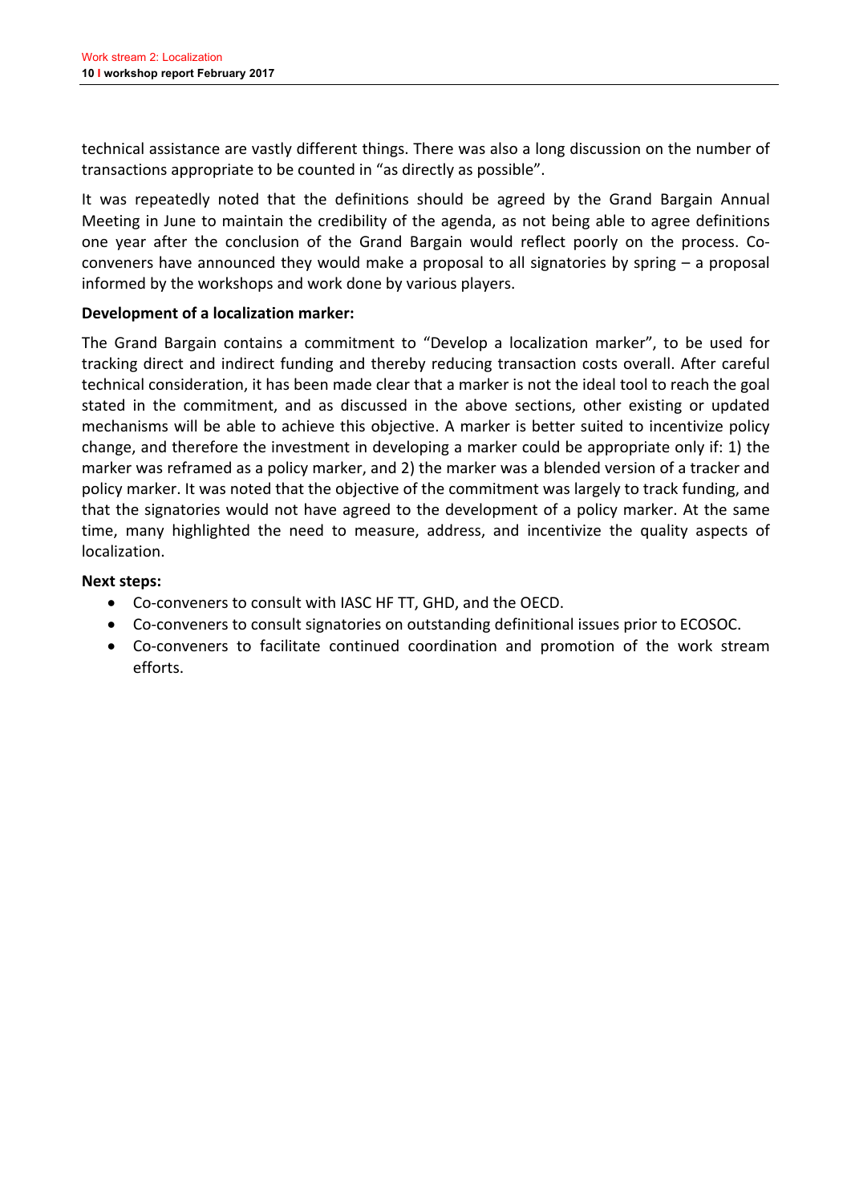technical assistance are vastly different things. There was also a long discussion on the number of transactions appropriate to be counted in "as directly as possible".

It was repeatedly noted that the definitions should be agreed by the Grand Bargain Annual Meeting in June to maintain the credibility of the agenda, as not being able to agree definitions one year after the conclusion of the Grand Bargain would reflect poorly on the process. Co-conveners have announced they would make a proposal to all signatories by spring – a proposal informed by the workshops and work done by various players.

**Development of a localization marker:**

The Grand Bargain contains a commitment to "Develop a localization marker", to be used for tracking direct and indirect funding and thereby reducing transaction costs overall. After careful technical consideration, it has been made clear that a marker is not the ideal tool to reach the goal stated in the commitment, and as discussed in the above sections, other existing or updated mechanisms will be able to achieve this objective. A marker is better suited to incentivize policy change, and therefore the investment in developing a marker could be appropriate only if: 1) the marker was reframed as a policy marker, and 2) the marker was a blended version of a tracker and policy marker. It was noted that the objective of the commitment was largely to track funding, and that the signatories would not have agreed to the development of a policy marker. At the same time, many highlighted the need to measure, address, and incentivize the quality aspects of localization.

**Next steps:**

- Co-conveners to consult with IASC HF TT, GHD, and the OECD.
- Co-conveners to consult signatories on outstanding definitional issues prior to ECOSOC.
- Co-conveners to facilitate continued coordination and promotion of the work stream efforts.